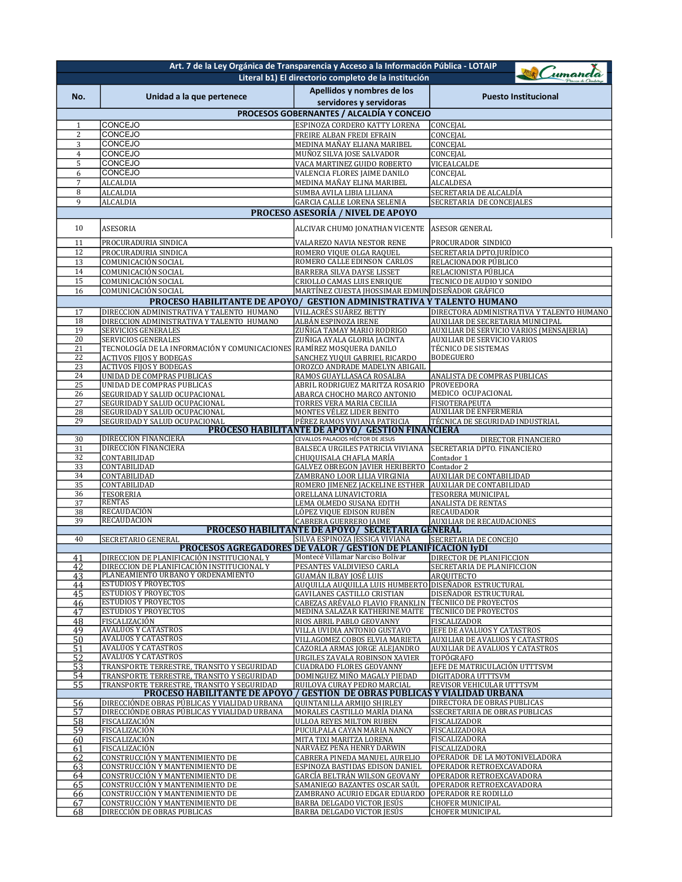| Art. 7 de la Ley Orgánica de Transparencia y Acceso a la Información Pública - LOTAIP | | | |
|---|---|---|---|
| Literal b1) El directorio completo de la institución | | | |
| **No.** | **Unidad a la que pertenece** | **Apellidos y nombres de los servidores y servidoras** | **Puesto Institucional** |
| **PROCESOS GOBERNANTES / ALCALDÍA Y CONCEJO** | | | |
| 1 | CONCEJO | ESPINOZA CORDERO KATTY LORENA | CONCEJAL |
| 2 | CONCEJO | FREIRE ALBAN FREDI EFRAIN | CONCEJAL |
| 3 | CONCEJO | MEDINA MAÑAY ELIANA MARIBEL | CONCEJAL |
| 4 | CONCEJO | MUÑOZ SILVA JOSE SALVADOR | CONCEJAL |
| 5 | CONCEJO | VACA MARTINEZ GUIDO ROBERTO | VICEALCALDE |
| 6 | CONCEJO | VALENCIA FLORES JAIME DANILO | CONCEJAL |
| 7 | ALCALDIA | MEDINA MAÑAY ELINA MARIBEL | ALCALDESA |
| 8 | ALCALDIA | SUMBA AVILA LIBIA LILIANA | SECRETARIA DE ALCALDÍA |
| 9 | ALCALDIA | GARCIA CALLE LORENA SELENIA | SECRETARIA DE CONCEJALES |
| **PROCESO ASESORÍA / NIVEL DE APOYO** | | | |
| 10 | ASESORIA | ALCIVAR CHUMO JONATHAN VICENTE | ASESOR GENERAL |
| 11 | PROCURADURIA SINDICA | VALAREZO NAVIA NESTOR RENE | PROCURADOR SINDICO |
| 12 | PROCURADURIA SINDICA | ROMERO VIQUE OLGA RAQUEL | SECRETARIA DPTO.JURÍDICO |
| 13 | COMUNICACIÓN SOCIAL | ROMERO CALLE EDINSON CARLOS | RELACIONADOR PÚBLICO |
| 14 | COMUNICACIÓN SOCIAL | BARRERA SILVA DAYSE LISSET | RELACIONISTA PÚBLICA |
| 15 | COMUNICACIÓN SOCIAL | CRIOLLO CAMAS LUIS ENRIQUE | TECNICO DE AUDIO Y SONIDO |
| 16 | COMUNICACIÓN SOCIAL | MARTÍNEZ CUESTA JHOSSIMAR EDMUN | DISEÑADOR GRÁFICO |
| **PROCESO HABILITANTE DE APOYO/ GESTION ADMINISTRATIVA Y TALENTO HUMANO** | | | |
| 17 | DIRECCION ADMINISTRATIVA Y TALENTO HUMANO | VILLACRÉS SUÁREZ BETTY | DIRECTORA ADMINISTRATIVA Y TALENTO HUMANO |
| 18 | DIRECCION ADMINISTRATIVA Y TALENTO HUMANO | ALBÁN ESPINOZA IRENE | AUXILIAR DE SECRETARIA MUNICIPAL |
| 19 | SERVICIOS GENERALES | ZUÑIGA TAMAY MARIO RODRIGO | AUXILIAR DE SERVICIO VARIOS (MENSAJERIA) |
| 20 | SERVICIOS GENERALES | ZUÑIGA AYALA GLORIA JACINTA | AUXILIAR DE SERVICIO VARIOS |
| 21 | TECNOLOGÍA DE LA INFORMACIÓN Y COMUNICACIONES | RAMÍREZ MOSQUERA DANILO | TÉCNICO DE SISTEMAS |
| 22 | ACTIVOS FIJOS Y BODEGAS | SANCHEZ YUQUI GABRIEL RICARDO | BODEGUERO |
| 23 | ACTIVOS FIJOS Y BODEGAS | OROZCO ANDRADE MADELYN ABIGAIL | |
| 24 | UNIDAD DE COMPRAS PUBLICAS | RAMOS GUAYLLASACA ROSALBA | ANALISTA DE COMPRAS PUBLICAS |
| 25 | UNIDAD DE COMPRAS PUBLICAS | ABRIL RODRIGUEZ MARITZA ROSARIO | PROVEEDORA |
| 26 | SEGURIDAD Y SALUD OCUPACIONAL | ABARCA CHOCHO MARCO ANTONIO | MEDICO OCUPACIONAL |
| 27 | SEGURIDAD Y SALUD OCUPACIONAL | TORRES VERA MARIA CECILIA | FISIOTERAPEUTA |
| 28 | SEGURIDAD Y SALUD OCUPACIONAL | MONTES VÉLEZ LIDER BENITO | AUXILIAR DE ENFERMERIA |
| 29 | SEGURIDAD Y SALUD OCUPACIONAL | PÉREZ RAMOS VIVIANA PATRICIA | TÉCNICA DE SEGURIDAD INDUSTRIAL |
| **PROCESO HABILITANTE DE APOYO/ GESTION FINANCIERA** | | | |
| 30 | DIRECCION FINANCIERA | CEVALLOS PALACIOS HÉCTOR DE JESUS | DIRECTOR FINANCIERO |
| 31 | DIRECCION FINANCIERA | BALSECA URGILES PATRICIA VIVIANA | SECRETARIA DPTO. FINANCIERO |
| 32 | CONTABILIDAD | CHUQUISALA CHAFLA MARÍA | Contador 1 |
| 33 | CONTABILIDAD | GALVEZ OBREGON JAVIER HERIBERTO | Contador 2 |
| 34 | CONTABILIDAD | ZAMBRANO LOOR LILIA VIRGINIA | AUXILIAR DE CONTABILIDAD |
| 35 | CONTABILIDAD | ROMERO JIMENEZ JACKELINE ESTHER | AUXILIAR DE CONTABILIDAD |
| 36 | TESORERIA | ORELLANA LUNAVICTORIA | TESORERA MUNICIPAL |
| 37 | RENTAS | LEMA OLMEDO SUSANA EDITH | ANALISTA DE RENTAS |
| 38 | RECAUDACIÓN | LÓPEZ VIQUE EDISON RUBÉN | RECAUDADOR |
| 39 | RECAUDACIÓN | CABRERA GUERRERO JAIME | AUXILIAR DE RECAUDACIONES |
| **PROCESO HABILITANTE DE APOYO/ SECRETARIA GENERAL** | | | |
| 40 | SECRETARIO GENERAL | SILVA ESPINOZA JESSICA VIVIANA | SECRETARIA DE CONCEJO |
| **PROCESOS AGREGADORES DE VALOR / GESTION DE PLANIFICACION IyDI** | | | |
| 41 | DIRECCION DE PLANIFICACIÓN INSTITUCIONAL Y | Montecé Villamar Narciso Bolívar | DIRECTOR DE PLANIFICCION |
| 42 | DIRECCION DE PLANIFICACIÓN INSTITUCIONAL Y | PESANTES VALDIVIESO CARLA | SECRETARIA DE PLANIFICCION |
| 43 | PLANEAMIENTO URBANO Y ORDENAMIENTO | GUAMÁN ILBAY JOSÉ LUIS | ARQUITECTO |
| 44 | ESTUDIOS Y PROYECTOS | AUQUILLA AUQUILLA LUIS HUMBERTO | DISEÑADOR ESTRUCTURAL |
| 45 | ESTUDIOS Y PROYECTOS | GAVILANES CASTILLO CRISTIAN | DISEÑADOR ESTRUCTURAL |
| 46 | ESTUDIOS Y PROYECTOS | CABEZAS ARÉVALO FLAVIO FRANKLIN | TÉCNIICO DE PROYECTOS |
| 47 | ESTUDIOS Y PROYECTOS | MEDINA SALAZAR KATHERINE MAITE | TECNIICO DE PROYECTOS |
| 48 | FISCALIZACIÓN | RIOS ABRIL PABLO GEOVANNY | FISCALIZADOR |
| 49 | AVALÚOS Y CATASTROS | VILLA UVIDIA ANTONIO GUSTAVO | JEFE DE AVALUOS Y CATASTROS |
| 50 | AVALÚOS Y CATASTROS | VILLAGOMEZ COBOS ELVIA MARIETA | AUXILIAR DE AVALUOS Y CATASTROS |
| 51 | AVALÚOS Y CATASTROS | CAZORLA ARMAS JORGE ALEJANDRO | AUXILIAR DE AVALUOS Y CATASTROS |
| 52 | AVALÚOS Y CATASTROS | URGILES ZAVALA ROBINSON XAVIER | TOPÓGRAFO |
| 53 | TRANSPORTE TERRESTRE, TRANSITO Y SEGURIDAD | CUADRADO FLORES GEOVANNY | JEFE DE MATRICULACIÓN UTTTSVM |
| 54 | TRANSPORTE TERRESTRE, TRANSITO Y SEGURIDAD | DOMINGUEZ MIÑO MAGALY PIEDAD | DIGITADORA UTTTSVM |
| 55 | TRANSPORTE TERRESTRE, TRANSITO Y SEGURIDAD | RUILOVA CURAY PEDRO MARCIAL | REVISOR VEHICULAR UTTTSVM |
| **PROCESO HABILITANTE DE APOYO / GESTION DE OBRAS PUBLICAS Y VIALIDAD URBANA** | | | |
| 56 | DIRECCIÓNDE OBRAS PÚBLICAS Y VIALIDAD URBANA | QUINTANILLA ARMIJO SHIRLEY | DIRECTORA DE OBRAS PUBLICAS |
| 57 | DIRECCIÓNDE OBRAS PÚBLICAS Y VIALIDAD URBANA | MORALES CASTILLO MARÍA DIANA | SSECRETARIIA DE OBRAS PUBLICAS |
| 58 | FISCALIZACIÓN | ULLOA REYES MILTON RUBEN | FISCALIZADOR |
| 59 | FISCALIZACIÓN | PUCULPALA CAYAN MARIA NANCY | FISCALIZADORA |
| 60 | FISCALIZACIÓN | MITA TIXI MARITZA LORENA | FISCALIZADORA |
| 61 | FISCALIZACIÓN | NARVÁEZ PEÑA HENRY DARWIN | FISCALIZADORA |
| 62 | CONSTRUCCIÓN Y MANTENIMIENTO DE | CABRERA PINEDA MANUEL AURELIO | OPERADOR DE LA MOTONIVELADORA |
| 63 | CONSTRUCCIÓN Y MANTENIMIENTO DE | ESPINOZA BASTIDAS EDISON DANIEL | OPERADOR RETROEXCAVADORA |
| 64 | CONSTRUCCIÓN Y MANTENIMIENTO DE | GARCÍA BELTRÁN WILSON GEOVANY | OPERADOR RETROEXCAVADORA |
| 65 | CONSTRUCCIÓN Y MANTENIMIENTO DE | SAMANIEGO BAZANTES OSCAR SAÚL | OPERADOR RETROEXCAVADORA |
| 66 | CONSTRUCCIÓN Y MANTENIMIENTO DE | ZAMBRANO ACURIO EDGAR EDUARDO | OPERADOR RE RODILLO |
| 67 | CONSTRUCCIÓN Y MANTENIMIENTO DE | BARBA DELGADO VICTOR JESÚS | CHOFER MUNICIPAL |
| 68 | DIRECCIÓN DE OBRAS PUBLICAS | BARBA DELGADO VICTOR JESÚS | CHOFER MUNICIPAL |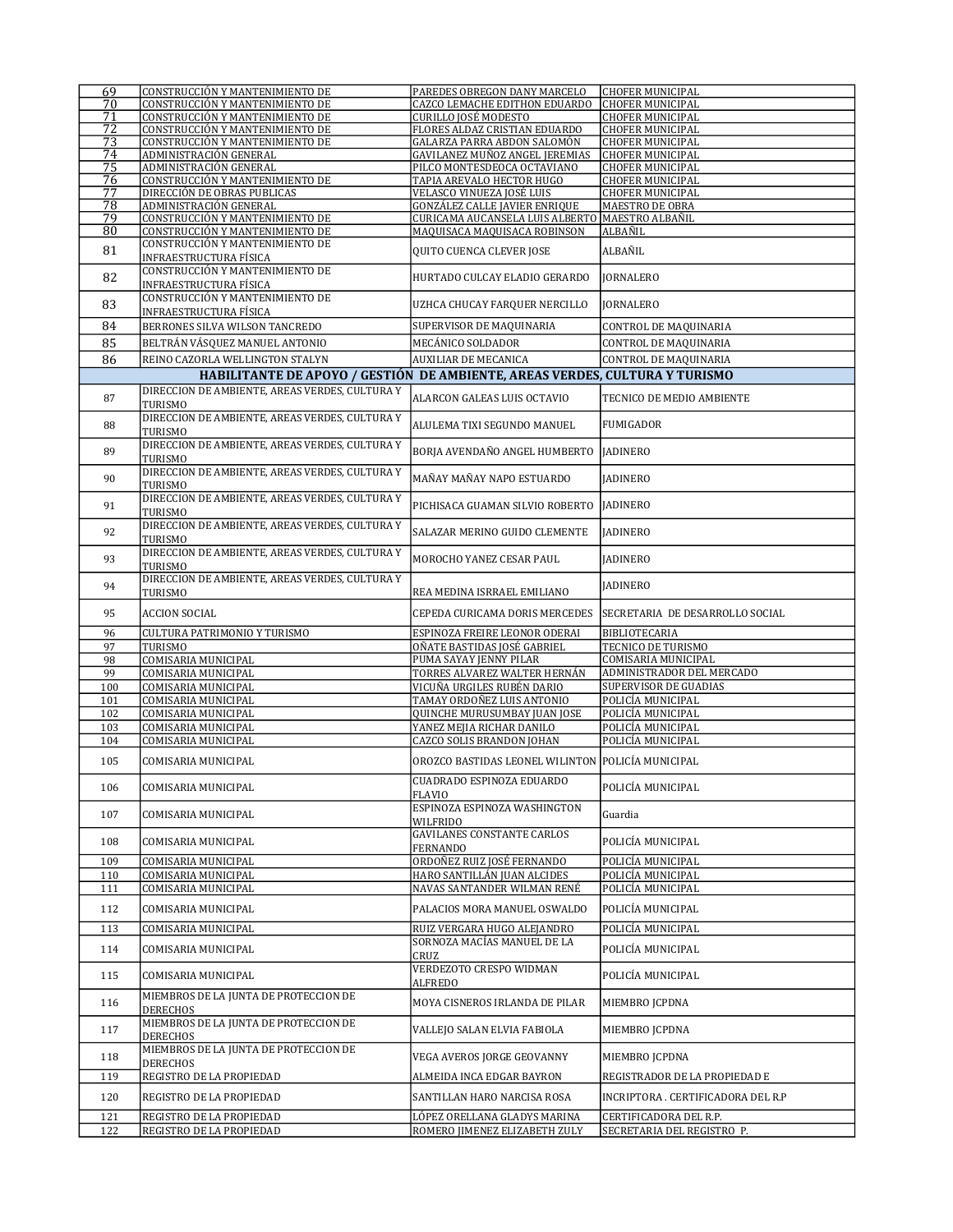| | | | |
|---|---|---|---|
| 69 | CONSTRUCCIÓN Y MANTENIMIENTO DE | PAREDES OBREGON DANY MARCELO | CHOFER MUNICIPAL |
| 70 | CONSTRUCCIÓN Y MANTENIMIENTO DE | CAZCO LEMACHE EDITHON EDUARDO | CHOFER MUNICIPAL |
| 71 | CONSTRUCCIÓN Y MANTENIMIENTO DE | CURILLO JOSÉ MODESTO | CHOFER MUNICIPAL |
| 72 | CONSTRUCCIÓN Y MANTENIMIENTO DE | FLORES ALDAZ CRISTIAN EDUARDO | CHOFER MUNICIPAL |
| 73 | CONSTRUCCIÓN Y MANTENIMIENTO DE | GALARZA PARRA ABDON SALOMÓN | CHOFER MUNICIPAL |
| 74 | ADMINISTRACIÓN GENERAL | GAVILANEZ MUÑOZ ANGEL JEREMIAS | CHOFER MUNICIPAL |
| 75 | ADMINISTRACIÓN GENERAL | PILCO MONTESDEOCA OCTAVIANO | CHOFER MUNICIPAL |
| 76 | CONSTRUCCIÓN Y MANTENIMIENTO DE | TAPIA AREVALO HECTOR HUGO | CHOFER MUNICIPAL |
| 77 | DIRECCIÓN DE OBRAS PUBLICAS | VELASCO VINUEZA JOSÉ LUIS | CHOFER MUNICIPAL |
| 78 | ADMINISTRACIÓN GENERAL | GONZÁLEZ CALLE JAVIER ENRIQUE | MAESTRO DE OBRA |
| 79 | CONSTRUCCIÓN Y MANTENIMIENTO DE | CURICAMA AUCANSELA LUIS ALBERTO | MAESTRO ALBAÑIL |
| 80 | CONSTRUCCIÓN Y MANTENIMIENTO DE | MAQUISACA MAQUISACA ROBINSON | ALBAÑIL |
| 81 | CONSTRUCCIÓN Y MANTENIMIENTO DE INFRAESTRUCTURA FÍSICA | QUITO CUENCA CLEVER JOSE | ALBAÑIL |
| 82 | CONSTRUCCIÓN Y MANTENIMIENTO DE INFRAESTRUCTURA FÍSICA | HURTADO CULCAY ELADIO GERARDO | JORNALERO |
| 83 | CONSTRUCCIÓN Y MANTENIMIENTO DE INFRAESTRUCTURA FÍSICA | UZHCA CHUCAY FARQUER NERCILLO | JORNALERO |
| 84 | BERRONES SILVA WILSON TANCREDO | SUPERVISOR DE MAQUINARIA | CONTROL DE MAQUINARIA |
| 85 | BELTRÁN VÁSQUEZ MANUEL ANTONIO | MECÁNICO SOLDADOR | CONTROL DE MAQUINARIA |
| 86 | REINO CAZORLA WELLINGTON STALYN | AUXILIAR DE MECANICA | CONTROL DE MAQUINARIA |
| **HABILITANTE DE APOYO / GESTIÓN DE AMBIENTE, AREAS VERDES, CULTURA Y TURISMO** | | | |
| 87 | DIRECCION DE AMBIENTE, AREAS VERDES, CULTURA Y TURISMO | ALARCON GALEAS LUIS OCTAVIO | TECNICO DE MEDIO AMBIENTE |
| 88 | DIRECCION DE AMBIENTE, AREAS VERDES, CULTURA Y TURISMO | ALULEMA TIXI SEGUNDO MANUEL | FUMIGADOR |
| 89 | DIRECCION DE AMBIENTE, AREAS VERDES, CULTURA Y TURISMO | BORJA AVENDAÑO ANGEL HUMBERTO | JADINERO |
| 90 | DIRECCION DE AMBIENTE, AREAS VERDES, CULTURA Y TURISMO | MAÑAY MAÑAY NAPO ESTUARDO | JADINERO |
| 91 | DIRECCION DE AMBIENTE, AREAS VERDES, CULTURA Y TURISMO | PICHISACA GUAMAN SILVIO ROBERTO | JADINERO |
| 92 | DIRECCION DE AMBIENTE, AREAS VERDES, CULTURA Y TURISMO | SALAZAR MERINO GUIDO CLEMENTE | JADINERO |
| 93 | DIRECCION DE AMBIENTE, AREAS VERDES, CULTURA Y TURISMO | MOROCHO YANEZ CESAR PAUL | JADINERO |
| 94 | DIRECCION DE AMBIENTE, AREAS VERDES, CULTURA Y TURISMO | REA MEDINA ISRRAEL EMILIANO | JADINERO |
| 95 | ACCION SOCIAL | CEPEDA CURICAMA DORIS MERCEDES | SECRETARIA DE DESARROLLO SOCIAL |
| 96 | CULTURA PATRIMONIO Y TURISMO | ESPINOZA FREIRE LEONOR ODERAI | BIBLIOTECARIA |
| 97 | TURISMO | OÑATE BASTIDAS JOSÉ GABRIEL | TECNICO DE TURISMO |
| 98 | COMISARIA MUNICIPAL | PUMA SAYAY JENNY PILAR | COMISARIA MUNICIPAL |
| 99 | COMISARIA MUNICIPAL | TORRES ALVAREZ WALTER HERNÁN | ADMINISTRADOR DEL MERCADO |
| 100 | COMISARIA MUNICIPAL | VICUÑA URGILES RUBÉN DARIO | SUPERVISOR DE GUADIAS |
| 101 | COMISARIA MUNICIPAL | TAMAY ORDOÑEZ LUIS ANTONIO | POLICÍA MUNICIPAL |
| 102 | COMISARIA MUNICIPAL | QUINCHE MURUSUMBAY JUAN JOSE | POLICÍA MUNICIPAL |
| 103 | COMISARIA MUNICIPAL | YANEZ MEJIA RICHAR DANILO | POLICÍA MUNICIPAL |
| 104 | COMISARIA MUNICIPAL | CAZCO SOLIS BRANDON JOHAN | POLICÍA MUNICIPAL |
| 105 | COMISARIA MUNICIPAL | OROZCO BASTIDAS LEONEL WILINTON | POLICÍA MUNICIPAL |
| 106 | COMISARIA MUNICIPAL | CUADRADO ESPINOZA EDUARDO FLAVIO | POLICÍA MUNICIPAL |
| 107 | COMISARIA MUNICIPAL | ESPINOZA ESPINOZA WASHINGTON WILFRIDO | Guardia |
| 108 | COMISARIA MUNICIPAL | GAVILANES CONSTANTE CARLOS FERNANDO | POLICÍA MUNICIPAL |
| 109 | COMISARIA MUNICIPAL | ORDOÑEZ RUIZ JOSÉ FERNANDO | POLICÍA MUNICIPAL |
| 110 | COMISARIA MUNICIPAL | HARO SANTILLÁN JUAN ALCIDES | POLICÍA MUNICIPAL |
| 111 | COMISARIA MUNICIPAL | NAVAS SANTANDER WILMAN RENÉ | POLICÍA MUNICIPAL |
| 112 | COMISARIA MUNICIPAL | PALACIOS MORA MANUEL OSWALDO | POLICÍA MUNICIPAL |
| 113 | COMISARIA MUNICIPAL | RUIZ VERGARA HUGO ALEJANDRO | POLICÍA MUNICIPAL |
| 114 | COMISARIA MUNICIPAL | SORNOZA MACÍAS MANUEL DE LA CRUZ | POLICÍA MUNICIPAL |
| 115 | COMISARIA MUNICIPAL | VERDEZOTO CRESPO WIDMAN ALFREDO | POLICÍA MUNICIPAL |
| 116 | MIEMBROS DE LA JUNTA DE PROTECCION DE DERECHOS | MOYA CISNEROS IRLANDA DE PILAR | MIEMBRO JCPDNA |
| 117 | MIEMBROS DE LA JUNTA DE PROTECCION DE DERECHOS | VALLEJO SALAN ELVIA FABIOLA | MIEMBRO JCPDNA |
| 118 | MIEMBROS DE LA JUNTA DE PROTECCION DE DERECHOS | VEGA AVEROS JORGE GEOVANNY | MIEMBRO JCPDNA |
| 119 | REGISTRO DE LA PROPIEDAD | ALMEIDA INCA EDGAR BAYRON | REGISTRADOR DE LA PROPIEDAD E |
| 120 | REGISTRO DE LA PROPIEDAD | SANTILLAN HARO NARCISA ROSA | INCRIPTORA . CERTIFICADORA DEL R.P |
| 121 | REGISTRO DE LA PROPIEDAD | LÓPEZ ORELLANA GLADYS MARINA | CERTIFICADORA DEL R.P. |
| 122 | REGISTRO DE LA PROPIEDAD | ROMERO JIMENEZ ELIZABETH ZULY | SECRETARIA DEL REGISTRO P. |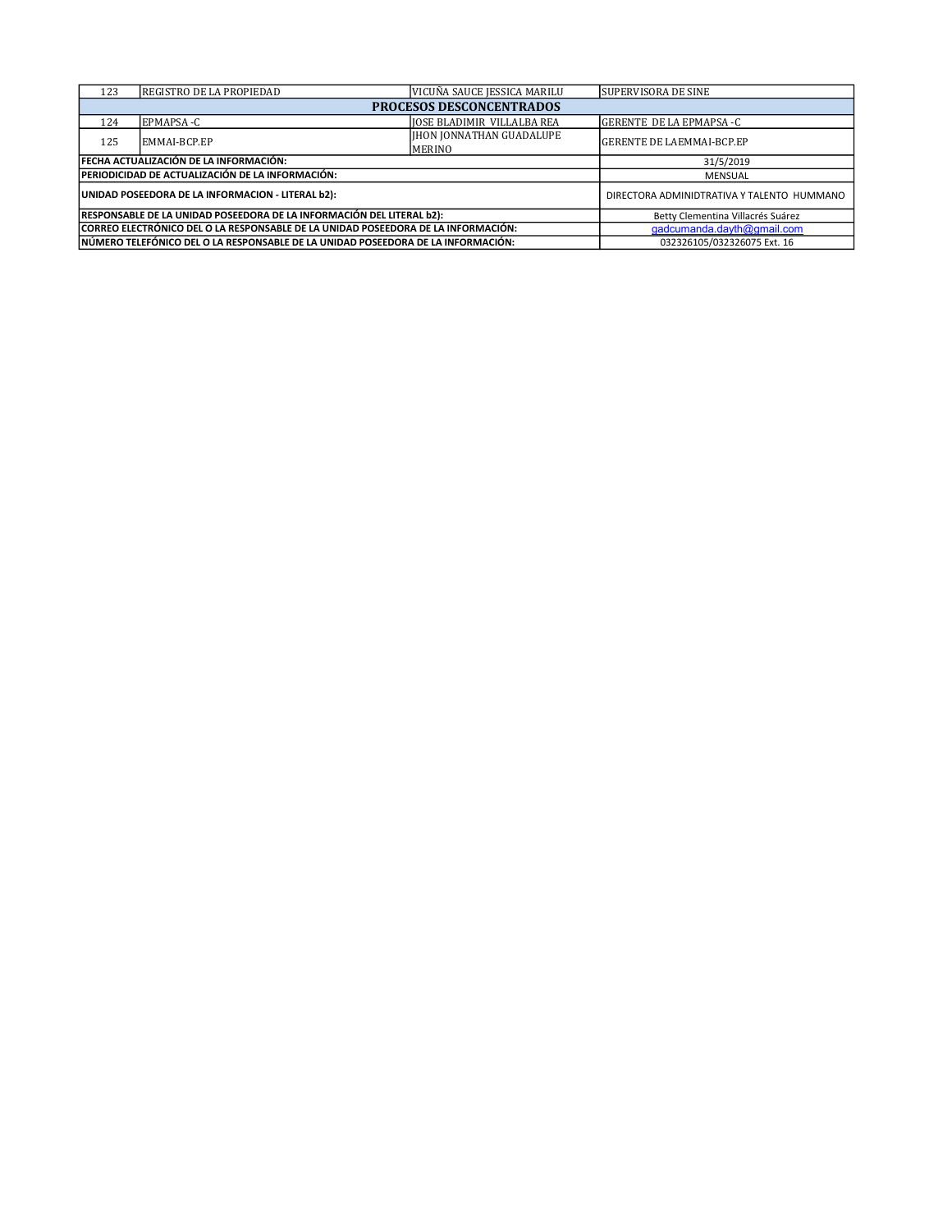| | | | |
|---|---|---|---|
| 123 | REGISTRO DE LA PROPIEDAD | VICUÑA SAUCE JESSICA MARILU | SUPERVISORA DE SINE |
| **PROCESOS DESCONCENTRADOS** | | | |
| 124 | EPMAPSA -C | JOSE BLADIMIR VILLALBA REA | GERENTE DE LA EPMAPSA -C |
| 125 | EMMAI-BCP.EP | JHON JONNATHAN GUADALUPE MERINO | GERENTE DE LAEMMAI-BCP.EP |
| **FECHA ACTUALIZACIÓN DE LA INFORMACIÓN:** | | | 31/5/2019 |
| **PERIODICIDAD DE ACTUALIZACIÓN DE LA INFORMACIÓN:** | | | MENSUAL |
| **UNIDAD POSEEDORA DE LA INFORMACION - LITERAL b2):** | | | DIRECTORA ADMINIDTRATIVA Y TALENTO HUMMANO |
| **RESPONSABLE DE LA UNIDAD POSEEDORA DE LA INFORMACIÓN DEL LITERAL b2):** | | | Betty Clementina Villacrés Suárez |
| **CORREO ELECTRÓNICO DEL O LA RESPONSABLE DE LA UNIDAD POSEEDORA DE LA INFORMACIÓN:** | | | gadcumanda.dayth@gmail.com |
| **NÚMERO TELEFÓNICO DEL O LA RESPONSABLE DE LA UNIDAD POSEEDORA DE LA INFORMACIÓN:** | | | 032326105/032326075 Ext. 16 |